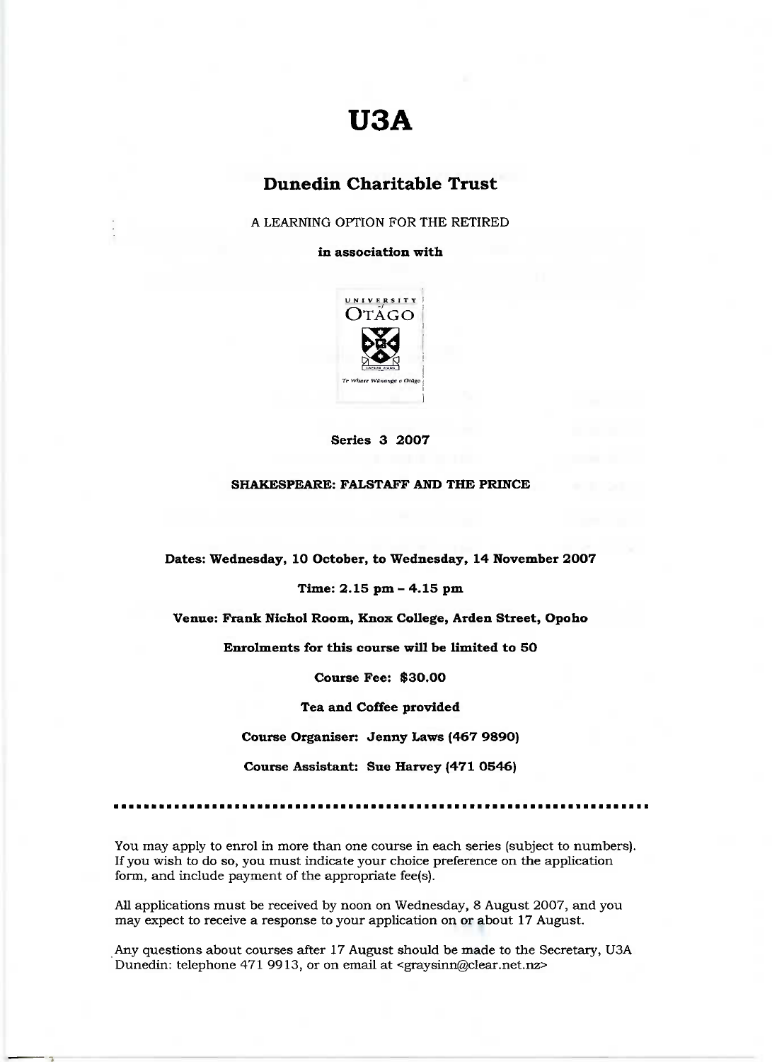# U3A

## Dunedin Charitable Trust

A LEARNING OPTION FOR THE RETIRED

**in association with**

UNIVERSITY of OTAGO

*Te Whare Wānanga o Otāgo*

**Series 3 2007**

**SHAKESPEARE: FALSTAFF AND THE PRINCE**

**Dates: Wednesday, 10 October, to Wednesday, 14 November 2007**

**Time: 2.15 pm – 4.15 pm**

**Venue: Frank Nichol Room, Knox College, Arden Street, Opoho**

**Enrolments for this course will be limited to 50**

**Course Fee: $30.00**

**Tea and Coffee provided**

**Course Organiser: Jenny Laws (467 9890)**

**Course Assistant: Sue Harvey (471 0546)**

---

You may apply to enrol in more than one course in each series (subject to numbers). If you wish to do so, you must indicate your choice preference on the application form, and include payment of the appropriate fee(s).

All applications must be received by noon on Wednesday, 8 August 2007, and you may expect to receive a response to your application on or about 17 August.

Any questions about courses after 17 August should be made to the Secretary, U3A Dunedin: telephone 471 9913, or on email at <graysinn@clear.net.nz>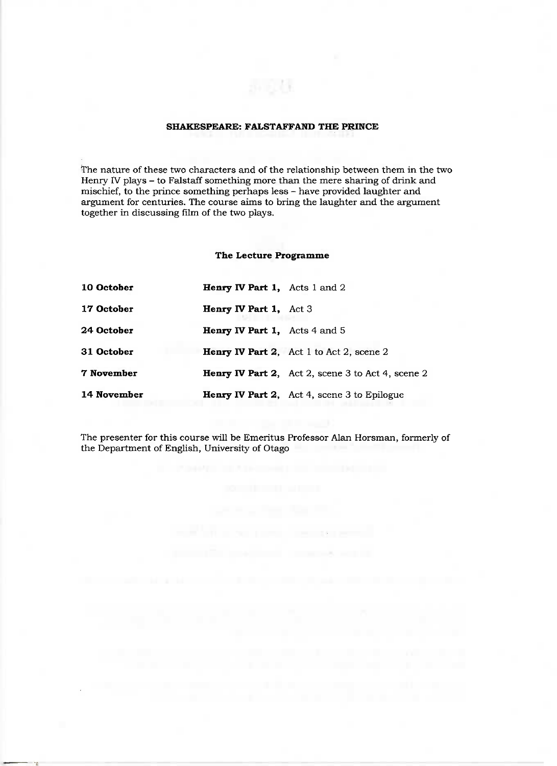**SHAKESPEARE: FALSTAFFAND THE PRINCE**

The nature of these two characters and of the relationship between them in the two Henry IV plays – to Falstaff something more than the mere sharing of drink and mischief, to the prince something perhaps less – have provided laughter and argument for centuries. The course aims to bring the laughter and the argument together in discussing film of the two plays.

**The Lecture Programme**

| | |
|---|---|
| **10 October** | **Henry IV Part 1,** Acts 1 and 2 |
| **17 October** | **Henry IV Part 1,** Act 3 |
| **24 October** | **Henry IV Part 1,** Acts 4 and 5 |
| **31 October** | **Henry IV Part 2,** Act 1 to Act 2, scene 2 |
| **7 November** | **Henry IV Part 2,** Act 2, scene 3 to Act 4, scene 2 |
| **14 November** | **Henry IV Part 2,** Act 4, scene 3 to Epilogue |

The presenter for this course will be Emeritus Professor Alan Horsman, formerly of the Department of English, University of Otago